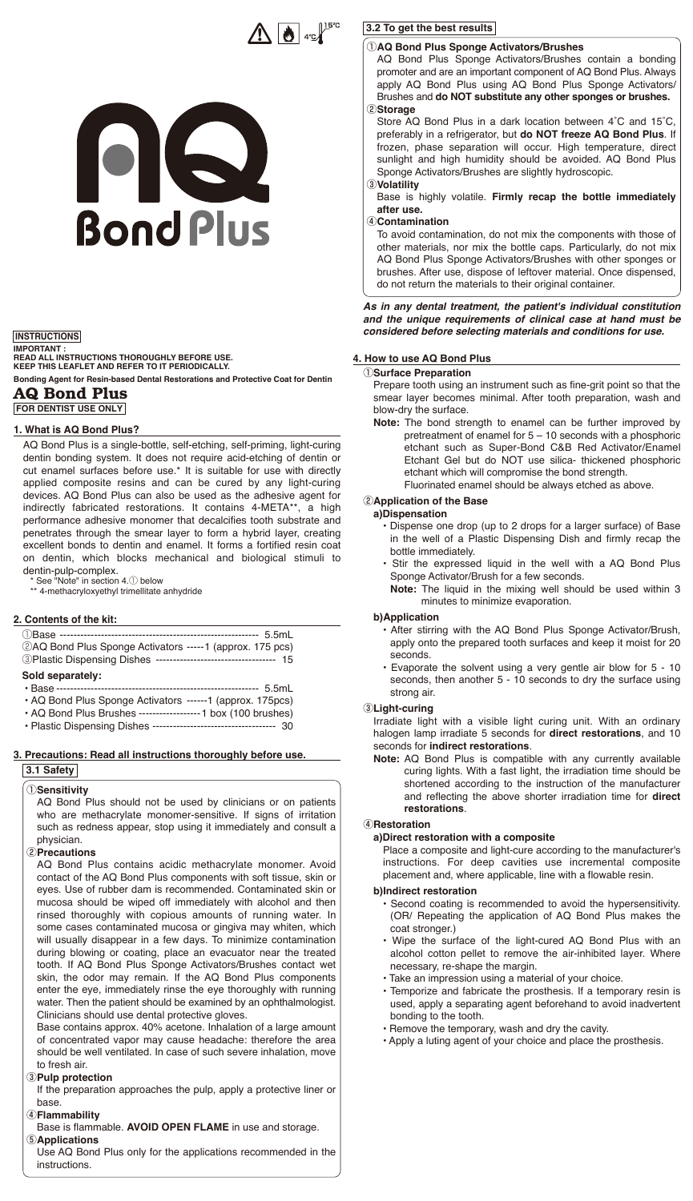# AQ Bond Plus

**INSTRUCTIONS**

**IMPORTANT :**
**READ ALL INSTRUCTIONS THOROUGHLY BEFORE USE.**
**KEEP THIS LEAFLET AND REFER TO IT PERIODICALLY.**

**Bonding Agent for Resin-based Dental Restorations and Protective Coat for Dentin**

## AQ Bond Plus

**FOR DENTIST USE ONLY**

## 1. What is AQ Bond Plus?

AQ Bond Plus is a single-bottle, self-etching, self-priming, light-curing dentin bonding system. It does not require acid-etching of dentin or cut enamel surfaces before use.* It is suitable for use with directly applied composite resins and can be cured by any light-curing devices. AQ Bond Plus can also be used as the adhesive agent for indirectly fabricated restorations. It contains 4-META**, a high performance adhesive monomer that decalcifies tooth substrate and penetrates through the smear layer to form a hybrid layer, creating excellent bonds to dentin and enamel. It forms a fortified resin coat on dentin, which blocks mechanical and biological stimuli to dentin-pulp-complex.

\* See "Note" in section 4.① below
\** 4-methacryloxyethyl trimellitate anhydride

## 2. Contents of the kit:

①Base ---------------------------------------------------------- 5.5mL
②AQ Bond Plus Sponge Activators -----1 (approx. 175 pcs)
③Plastic Dispensing Dishes ---------------------------------- 15

**Sold separately:**

- Base ---------------------------------------------------------- 5.5mL
- AQ Bond Plus Sponge Activators ------1 (approx. 175pcs)
- AQ Bond Plus Brushes ------------------1 box (100 brushes)
- Plastic Dispensing Dishes ----------------------------------- 30

## 3. Precautions: Read all instructions thoroughly before use.

### 3.1 Safety

**①Sensitivity**

AQ Bond Plus should not be used by clinicians or on patients who are methacrylate monomer-sensitive. If signs of irritation such as redness appear, stop using it immediately and consult a physician.

**②Precautions**

AQ Bond Plus contains acidic methacrylate monomer. Avoid contact of the AQ Bond Plus components with soft tissue, skin or eyes. Use of rubber dam is recommended. Contaminated skin or mucosa should be wiped off immediately with alcohol and then rinsed thoroughly with copious amounts of running water. In some cases contaminated mucosa or gingiva may whiten, which will usually disappear in a few days. To minimize contamination during blowing or coating, place an evacuator near the treated tooth. If AQ Bond Plus Sponge Activators/Brushes contact wet skin, the odor may remain. If the AQ Bond Plus components enter the eye, immediately rinse the eye thoroughly with running water. Then the patient should be examined by an ophthalmologist. Clinicians should use dental protective gloves.

Base contains approx. 40% acetone. Inhalation of a large amount of concentrated vapor may cause headache: therefore the area should be well ventilated. In case of such severe inhalation, move to fresh air.

**③Pulp protection**

If the preparation approaches the pulp, apply a protective liner or base.

**④Flammability**

Base is flammable. **AVOID OPEN FLAME** in use and storage.

**⑤Applications**

Use AQ Bond Plus only for the applications recommended in the instructions.

### 3.2 To get the best results

**①AQ Bond Plus Sponge Activators/Brushes**

AQ Bond Plus Sponge Activators/Brushes contain a bonding promoter and are an important component of AQ Bond Plus. Always apply AQ Bond Plus using AQ Bond Plus Sponge Activators/Brushes and **do NOT substitute any other sponges or brushes.**

**②Storage**

Store AQ Bond Plus in a dark location between 4˚C and 15˚C, preferably in a refrigerator, but **do NOT freeze AQ Bond Plus**. If frozen, phase separation will occur. High temperature, direct sunlight and high humidity should be avoided. AQ Bond Plus Sponge Activators/Brushes are slightly hydroscopic.

**③Volatility**

Base is highly volatile. **Firmly recap the bottle immediately after use.**

**④Contamination**

To avoid contamination, do not mix the components with those of other materials, nor mix the bottle caps. Particularly, do not mix AQ Bond Plus Sponge Activators/Brushes with other sponges or brushes. After use, dispose of leftover material. Once dispensed, do not return the materials to their original container.

***As in any dental treatment, the patient's individual constitution and the unique requirements of clinical case at hand must be considered before selecting materials and conditions for use.***

## 4. How to use AQ Bond Plus

**①Surface Preparation**

Prepare tooth using an instrument such as fine-grit point so that the smear layer becomes minimal. After tooth preparation, wash and blow-dry the surface.

**Note:** The bond strength to enamel can be further improved by pretreatment of enamel for 5 – 10 seconds with a phosphoric etchant such as Super-Bond C&B Red Activator/Enamel Etchant Gel but do NOT use silica- thickened phosphoric etchant which will compromise the bond strength.
Fluorinated enamel should be always etched as above.

**②Application of the Base**

**a)Dispensation**

- Dispense one drop (up to 2 drops for a larger surface) of Base in the well of a Plastic Dispensing Dish and firmly recap the bottle immediately.
- Stir the expressed liquid in the well with a AQ Bond Plus Sponge Activator/Brush for a few seconds.

**Note:** The liquid in the mixing well should be used within 3 minutes to minimize evaporation.

**b)Application**

- After stirring with the AQ Bond Plus Sponge Activator/Brush, apply onto the prepared tooth surfaces and keep it moist for 20 seconds.
- Evaporate the solvent using a very gentle air blow for 5 - 10 seconds, then another 5 - 10 seconds to dry the surface using strong air.

**③Light-curing**

Irradiate light with a visible light curing unit. With an ordinary halogen lamp irradiate 5 seconds for **direct restorations**, and 10 seconds for **indirect restorations**.

**Note:** AQ Bond Plus is compatible with any currently available curing lights. With a fast light, the irradiation time should be shortened according to the instruction of the manufacturer and reflecting the above shorter irradiation time for **direct restorations**.

**④Restoration**

**a)Direct restoration with a composite**

Place a composite and light-cure according to the manufacturer's instructions. For deep cavities use incremental composite placement and, where applicable, line with a flowable resin.

**b)Indirect restoration**

- Second coating is recommended to avoid the hypersensitivity. (OR/ Repeating the application of AQ Bond Plus makes the coat stronger.)
- Wipe the surface of the light-cured AQ Bond Plus with an alcohol cotton pellet to remove the air-inhibited layer. Where necessary, re-shape the margin.
- Take an impression using a material of your choice.
- Temporize and fabricate the prosthesis. If a temporary resin is used, apply a separating agent beforehand to avoid inadvertent bonding to the tooth.
- Remove the temporary, wash and dry the cavity.
- Apply a luting agent of your choice and place the prosthesis.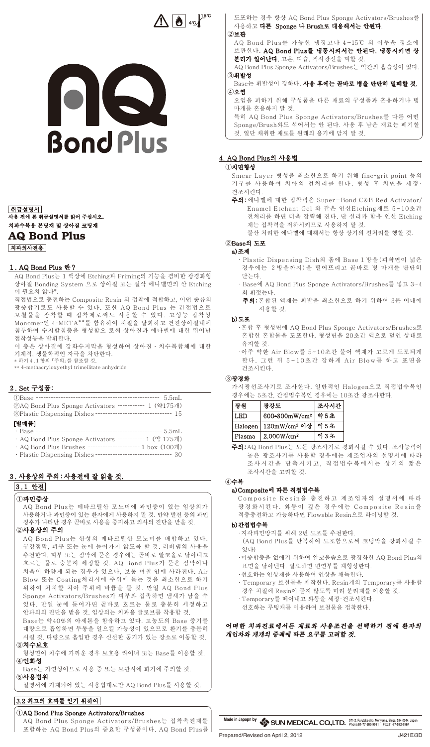# AQ Bond Plus

**취급설명서**

**사용 전에 본 취급설명서를 읽어 주십시오.**

**치과수복용 본딩제 및 상아질 코팅제**

# AQ Bond Plus

**치과의사전용**

## 1. AQ Bond Plus 란?

AQ Bond Plus는 1 액상에 Etching과 Priming의 기능을 겸비한 광경화형 상아질 Bonding System 으로 상아질 또는 절삭 에나멜면의 산 Etching 이 필요치 않다*.

직접법으로 충전하는 Composite Resin 의 접착에 적합하고, 어떤 종류의 광중합기로도 사용할 수 있다. 또한 AQ Bond Plus 는 간접법으로 보철물을 장착할 때 접착제로써도 사용할 수 있다. 고성능 접착성 Monomer인 4-META** 를 함유하여 치질을 탈회하고 건전상아질내에 침투하여 수지함침층을 형성함으로써 상아질과 에나멜에 대한 뛰어난 접착성능을 발휘한다.

이 층은 상아질에 강화수지막을 형성하여 상아질ㆍ치수복합체에 대한 기계적, 생물학적인 자극을 차단한다.

\* 하기 4.1 항의「주의」를 참조할 것.

\*\* 4-methacryloxyethyl trimellitate anhydride

## 2. Set 구성품:

①Base ------------------------------------------------ 5.5mL

②AQ Bond Plus Sponge Activators ---------- 1 (약175개)

③Plastic Dispensing Dishes ------------------------------ 15

**[별매품]**

- Base ------------------------------------------------ 5.5mL
- AQ Bond Plus Sponge Activators ---------- 1 (약 175개)
- AQ Bond Plus Brushes -------------------- 1 box (100개)
- Plastic Dispensing Dishes ------------------------------ 30

## 3. 사용상의 주의 : 사용전에 잘 읽을 것.

### 3.1 안전

**①과민증상**

AQ Bond Plus는 메타크릴산 모노머에 과민증이 있는 임상의가 사용하거나 과민증이 있는 환자에게 사용하지 말 것. 만약 발진 등의 과민 징후가 나타난 경우 곧바로 사용을 중지하고 의사의 진단을 받을 것.

**②사용상의 주의**

AQ Bond Plus는 산성의 메타크릴산 모노머를 배합하고 있다. 구강점막, 피부 또는 눈에 들어가지 않도록 할 것. 러버댐의 사용을 추천한다. 피부 또는 점막에 묻은 경우에는 곧바로 알코올로 닦아내고 흐르는 물로 충분히 세정할 것. AQ Bond Plus가 묻은 점막이나 치육이 하얗게 되는 경우가 있으나, 보통 며칠 안에 사라진다. Air Blow 또는 Coating처리시에 주위에 묻는 것을 최소한으로 하기 위하여 처치할 치아 주위에 바큠을 둘 것. 만일 AQ Bond Plus Sponge Activators/Brushes가 피부와 접촉하면 냄새가 남을 수 있다. 만일 눈에 들어가면 곧바로 흐르는 물로 충분히 세정하고 안과의의 진단을 받을 것. 임상의는 치과용 글로브를 착용할 것.

Base는 약40%의 아세톤을 함유하고 있다. 고농도의 Base 증기를 대량으로 흡입하면 두통을 일으킬 가능성이 있으므로 환기를 충분히 시킬 것. 다량으로 흡입한 경우 신선한 공기가 있는 장소로 이동할 것.

**③치수보호**

형성면이 치수에 가까운 경우 보호용 라이너 또는 Base를 이용할 것.

**④인화성**

Base는 가연성이므로 사용 중 또는 보관시에 화기에 주의할 것.

**⑤사용범위**

설명서에 기재되어 있는 사용법대로만 AQ Bond Plus를 사용할 것.

### 3.2 최고의 효과를 얻기 위하여

**①AQ Bond Plus Sponge Activators/Brushes**

AQ Bond Plus Sponge Activators/Brushes는 접착촉진제를 포함하는 AQ Bond Plus의 중요한 구성품이다. AQ Bond Plus를 도포하는 경우 항상 AQ Bond Plus Sponge Activators/Brushes를 사용하고 **다른 Sponge 나 Brush로 대용해서는 안된다.**

**②보관**

AQ Bond Plus를 가능한 냉장고나 4~15℃ 의 어두운 장소에 보관한다. **AQ Bond Plus를 냉동시켜서는 안된다. 냉동시키면 상분리가 일어난다.** 고온, 다습, 직사광선을 피할 것.

AQ Bond Plus Sponge Activators/Brushes는 약간의 흡습성이 있다.

**③휘발성**

Base는 휘발성이 강하다. **사용 후에는 곧바로 병을 단단히 밀폐할 것.**

**④오염**

오염을 피하기 위해 구성품을 다른 재료의 구성품과 혼용하거나 병 마개를 혼용하지 말 것.

특히 AQ Bond Plus Sponge Activators/Brushes를 다른 어떤 Sponge/Brush와도 섞어서는 안 된다. 사용 후 남은 재료는 폐기할 것. 일단 채취한 재료를 원래의 용기에 담지 말 것.

## 4. AQ Bond Plus의 사용법

**①치면형성**

Smear Layer 형성을 최소한으로 하기 위해 fine-grit point 등의 기구를 사용하여 치아의 전처리를 한다. 형성 후 치면을 세정ㆍ건조시킨다.

**주의:** 에나멜에 대한 접착력은 Super-Bond C&B Red Activator/ Enamel Etchant Gel 와 같은 인산Etching재로 5~10초간 전처리를 하면 더욱 강력해 진다. 단 실리카 함유 인산 Etching 재는 접착력을 저하시키므로 사용하지 말 것.
비삭 처리한 에나멜에 대해서는 항상 상기의 전처리를 행할 것.

**②Base의 도포**

**a)조제**

- Plastic Dispensing Dish의 홈에 Base 1 방울(피착면이 넓은 경우에는 2 방울까지)을 떨어뜨리고 곧바로 병 마개를 단단히 닫는다.
- Base에 AQ Bond Plus Sponge Activators/Brushes를 넣고 3~4회 휘젓는다.

**주의:** 혼합된 액재는 휘발을 최소한으로 하기 위하여 3분 이내에 사용할 것.

**b)도포**

- 혼합 후 형성면에 AQ Bond Plus Sponge Activators/Brushes로 혼합한 혼합물을 도포한다. 형성면을 20초간 액으로 덮인 상태로 유지할 것.
- 아주 약한 Air Blow를 5~10초간 불어 액재가 고르게 도포되게 한다. 그런 뒤 5~10초간 강하게 Air Blow를 하고 표면을 건조시킨다.

**③광경화**

가시광선조사기로 조사한다. 일반적인 Halogen으로 직접법수복인 경우에는 5초간, 간접법수복인 경우에는 10초간 광조사한다.

| 광원 | 광강도 | 조사시간 |
|---|---|---|
| LED | 600-800mW/cm² | 약 5 초 |
| Halogen | 120mW/cm² 이상 | 약 5 초 |
| Plasma | 2,000W/cm² | 약 3 초 |

**주의:** AQ Bond Plus는 모든 광조사기로 경화시킬 수 있다. 조사능력이 높은 광조사기를 사용할 경우에는 제조업자의 설명서에 따라 조사시간을 단축시키고, 직접법수복에서는 상기의 짧은 조사시간을 고려할 것.

**④수복**

**a)Composite에 따른 직접법수복**

Composite Resin을 충전하고 제조업자의 설명서에 따라 광경화시킨다. 와동이 깊은 경우에는 Composite Resin을 적층충전하고 가능하다면 Flowable Resin으로 라이닝할 것.

**b)간접법수복**

- 지각과민방지를 위해 2번 도포를 추천한다.
  (AQ Bond Plus를 반복하여 도포함으로써 코팅막을 강화시킬 수 있다)
- 미중합층을 없애기 위하여 알코올솜으로 광경화한 AQ Bond Plus의 표면을 닦아낸다. 필요하면 변연부를 재형성한다.
- 선호하는 인상재를 사용하여 인상을 채득한다.
- Temporary 보철물을 제작한다. Resin계의 Temporary를 사용할 경우 치질에 Resin이 묻지 않도록 미리 분리재를 이용할 것.
- Temporary를 떼어내고 와동을 세정ㆍ건조시킨다.
  선호하는 루팅재를 이용하여 보철물을 접착한다.

***어떠한 치과진료에서든 재료와 사용조건을 선택하기 전에 환자의 개인차와 개개의 증례에 따른 요구를 고려할 것.***

Made in Japapn by SUN MEDICAL CO.,LTD. 571-2, Furutaka-cho, Moriyama, Shiga, 524-0044, Japan Phone:81-77-582-9981 Fax:81-77-582-9984

Prepared/Revised on April 2, 2012

J421E/3D